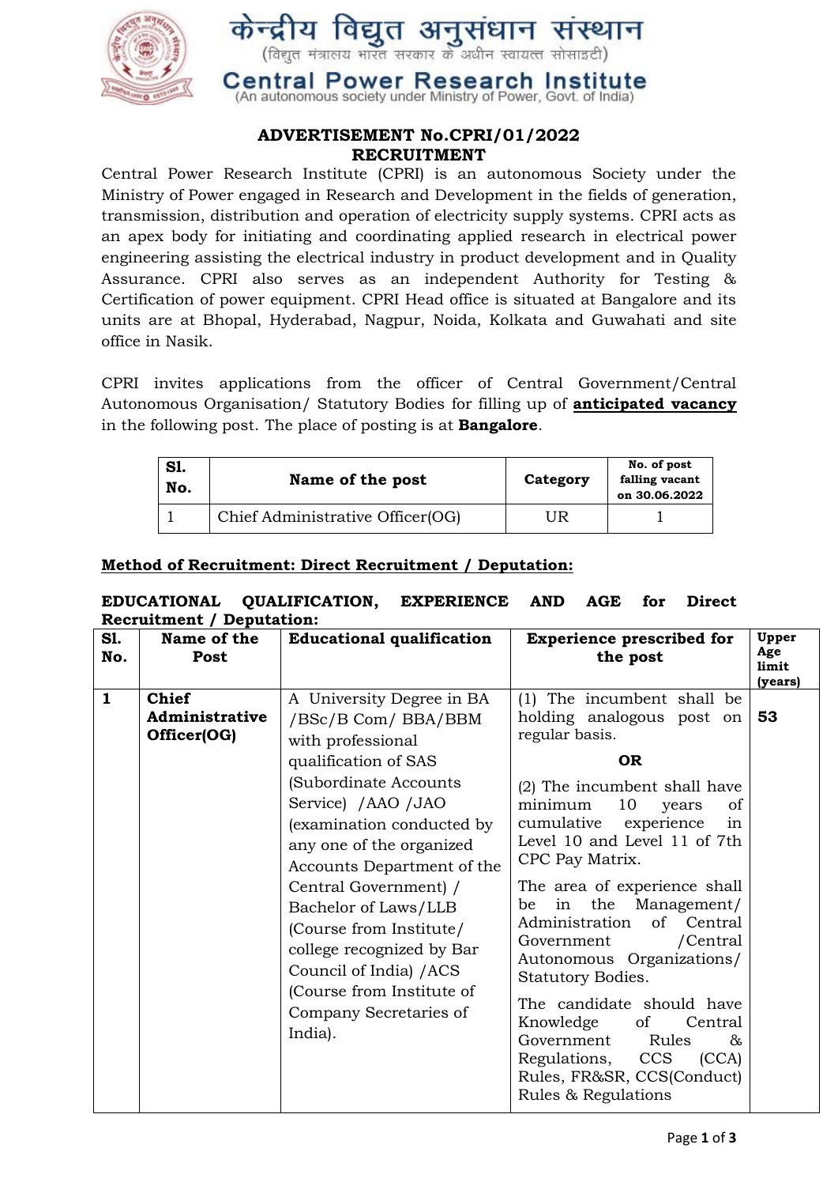# केन्द्रीय विद्युत अनुसंधान संस्थान

(विद्युत मंत्रालय भारत सरकार के अधीन स्वायत्त सोसाइटी)

# Central Power Research Institute

(An autonomous society under Ministry of Power, Govt. of India)

## ADVERTISEMENT No.CPRI/01/2022
## RECRUITMENT

Central Power Research Institute (CPRI) is an autonomous Society under the Ministry of Power engaged in Research and Development in the fields of generation, transmission, distribution and operation of electricity supply systems. CPRI acts as an apex body for initiating and coordinating applied research in electrical power engineering assisting the electrical industry in product development and in Quality Assurance. CPRI also serves as an independent Authority for Testing & Certification of power equipment. CPRI Head office is situated at Bangalore and its units are at Bhopal, Hyderabad, Nagpur, Noida, Kolkata and Guwahati and site office in Nasik.

CPRI invites applications from the officer of Central Government/Central Autonomous Organisation/ Statutory Bodies for filling up of **anticipated vacancy** in the following post. The place of posting is at **Bangalore**.

| Sl. No. | Name of the post | Category | No. of post falling vacant on 30.06.2022 |
|---|---|---|---|
| 1 | Chief Administrative Officer(OG) | UR | 1 |

**Method of Recruitment: Direct Recruitment / Deputation:**

**EDUCATIONAL QUALIFICATION, EXPERIENCE AND AGE for Direct Recruitment / Deputation:**

| Sl. No. | Name of the Post | Educational qualification | Experience prescribed for the post | Upper Age limit (years) |
|---|---|---|---|---|
| 1 | **Chief Administrative Officer(OG)** | A University Degree in BA /BSc/B Com/ BBA/BBM with professional qualification of SAS (Subordinate Accounts Service) /AAO /JAO (examination conducted by any one of the organized Accounts Department of the Central Government) / Bachelor of Laws/LLB (Course from Institute/ college recognized by Bar Council of India) /ACS (Course from Institute of Company Secretaries of India). | (1) The incumbent shall be holding analogous post on regular basis.<br>**OR**<br>(2) The incumbent shall have minimum 10 years of cumulative experience in Level 10 and Level 11 of 7th CPC Pay Matrix.<br>The area of experience shall be in the Management/ Administration of Central Government /Central Autonomous Organizations/ Statutory Bodies.<br>The candidate should have Knowledge of Central Government Rules & Regulations, CCS (CCA) Rules, FR&SR, CCS(Conduct) Rules & Regulations | **53** |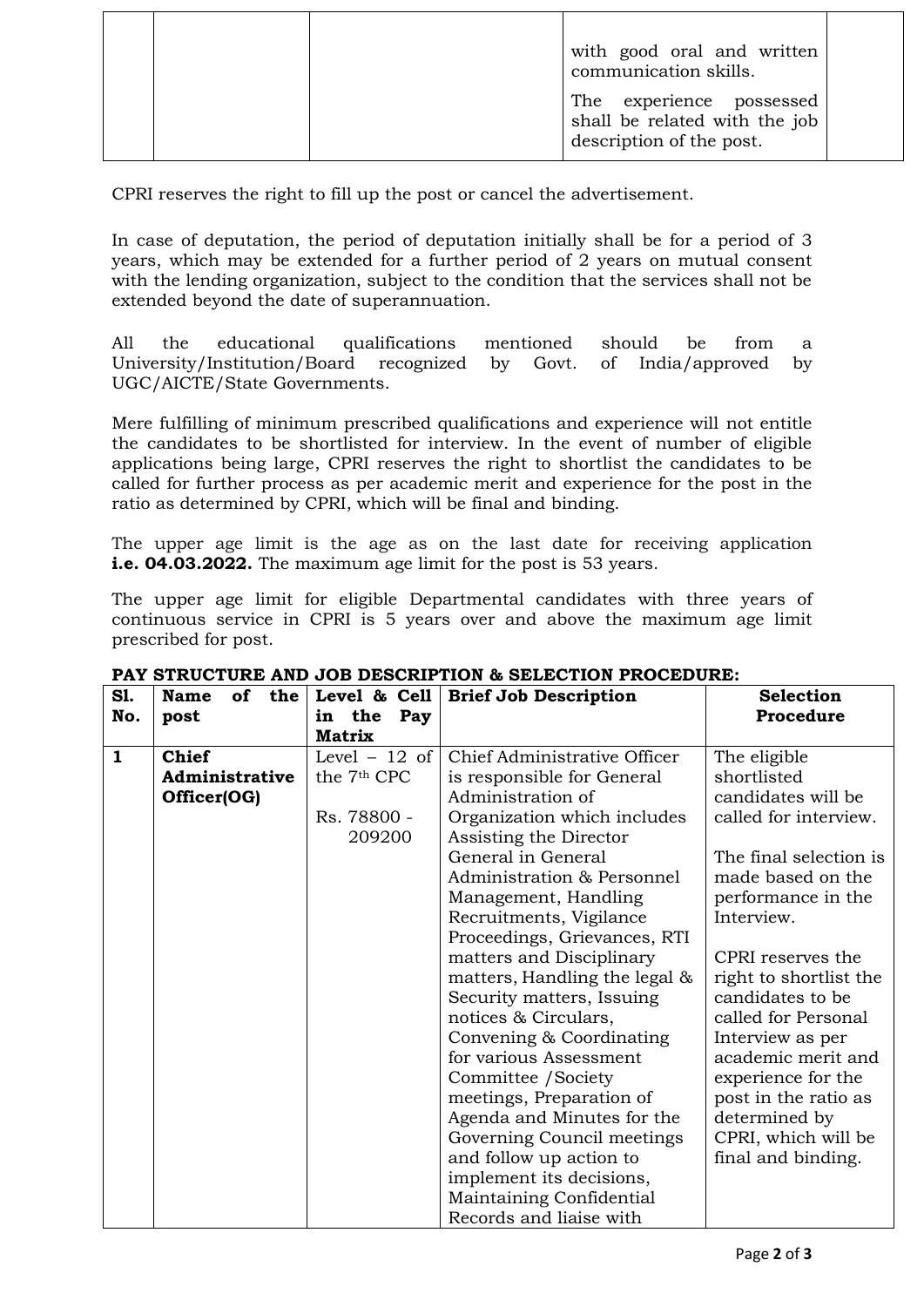| | | | with good oral and written communication skills.<br><br>The experience possessed shall be related with the job description of the post. | |
|---|---|---|---|---|

CPRI reserves the right to fill up the post or cancel the advertisement.

In case of deputation, the period of deputation initially shall be for a period of 3 years, which may be extended for a further period of 2 years on mutual consent with the lending organization, subject to the condition that the services shall not be extended beyond the date of superannuation.

All the educational qualifications mentioned should be from a University/Institution/Board recognized by Govt. of India/approved by UGC/AICTE/State Governments.

Mere fulfilling of minimum prescribed qualifications and experience will not entitle the candidates to be shortlisted for interview. In the event of number of eligible applications being large, CPRI reserves the right to shortlist the candidates to be called for further process as per academic merit and experience for the post in the ratio as determined by CPRI, which will be final and binding.

The upper age limit is the age as on the last date for receiving application **i.e. 04.03.2022.** The maximum age limit for the post is 53 years.

The upper age limit for eligible Departmental candidates with three years of continuous service in CPRI is 5 years over and above the maximum age limit prescribed for post.

**PAY STRUCTURE AND JOB DESCRIPTION & SELECTION PROCEDURE:**

| Sl. No. | Name of the post | Level & Cell in the Pay Matrix | Brief Job Description | Selection Procedure |
|---|---|---|---|---|
| **1** | **Chief Administrative Officer(OG)** | Level – 12 of the 7th CPC<br><br>Rs. 78800 - 209200 | Chief Administrative Officer is responsible for General Administration of Organization which includes Assisting the Director General in General Administration & Personnel Management, Handling Recruitments, Vigilance Proceedings, Grievances, RTI matters and Disciplinary matters, Handling the legal & Security matters, Issuing notices & Circulars, Convening & Coordinating for various Assessment Committee /Society meetings, Preparation of Agenda and Minutes for the Governing Council meetings and follow up action to implement its decisions, Maintaining Confidential Records and liaise with | The eligible shortlisted candidates will be called for interview.<br><br>The final selection is made based on the performance in the Interview.<br><br>CPRI reserves the right to shortlist the candidates to be called for Personal Interview as per academic merit and experience for the post in the ratio as determined by CPRI, which will be final and binding. |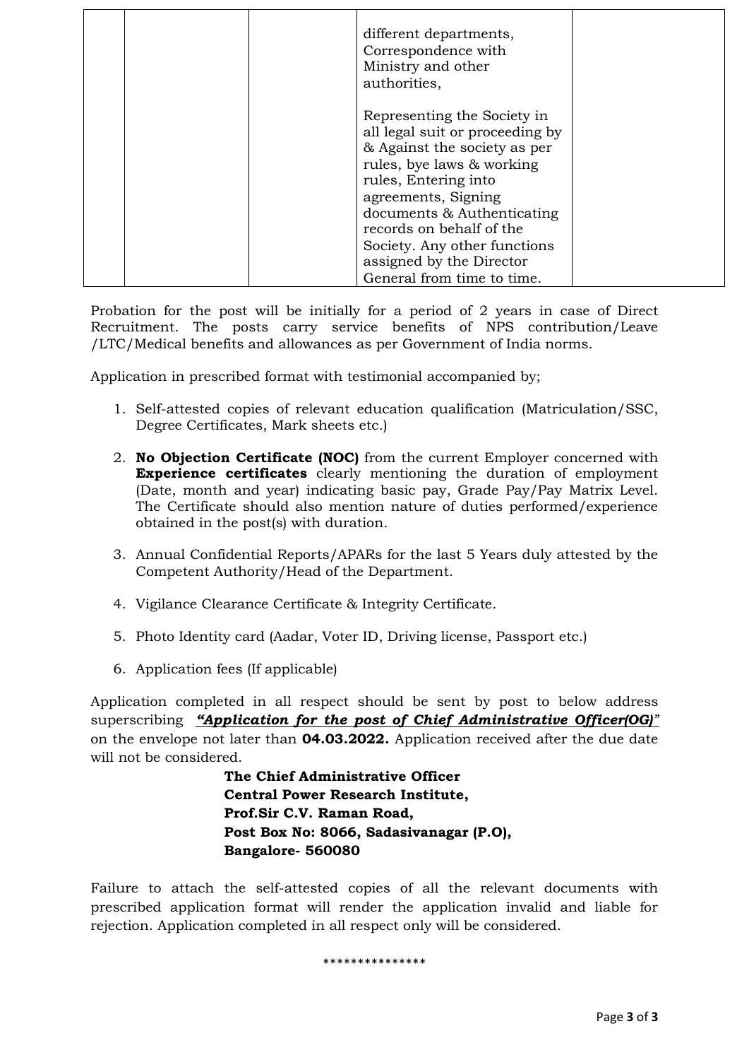| | | | | |
|---|---|---|---|---|
| | | | different departments, Correspondence with Ministry and other authorities,<br><br>Representing the Society in all legal suit or proceeding by & Against the society as per rules, bye laws & working rules, Entering into agreements, Signing documents & Authenticating records on behalf of the Society. Any other functions assigned by the Director General from time to time. | |

Probation for the post will be initially for a period of 2 years in case of Direct Recruitment. The posts carry service benefits of NPS contribution/Leave /LTC/Medical benefits and allowances as per Government of India norms.

Application in prescribed format with testimonial accompanied by;

1. Self-attested copies of relevant education qualification (Matriculation/SSC, Degree Certificates, Mark sheets etc.)
2. **No Objection Certificate (NOC)** from the current Employer concerned with **Experience certificates** clearly mentioning the duration of employment (Date, month and year) indicating basic pay, Grade Pay/Pay Matrix Level. The Certificate should also mention nature of duties performed/experience obtained in the post(s) with duration.
3. Annual Confidential Reports/APARs for the last 5 Years duly attested by the Competent Authority/Head of the Department.
4. Vigilance Clearance Certificate & Integrity Certificate.
5. Photo Identity card (Aadar, Voter ID, Driving license, Passport etc.)
6. Application fees (If applicable)

Application completed in all respect should be sent by post to below address superscribing ***"Application for the post of Chief Administrative Officer(OG)"*** on the envelope not later than **04.03.2022.** Application received after the due date will not be considered.

**The Chief Administrative Officer**
**Central Power Research Institute,**
**Prof.Sir C.V. Raman Road,**
**Post Box No: 8066, Sadasivanagar (P.O),**
**Bangalore- 560080**

Failure to attach the self-attested copies of all the relevant documents with prescribed application format will render the application invalid and liable for rejection. Application completed in all respect only will be considered.

***************